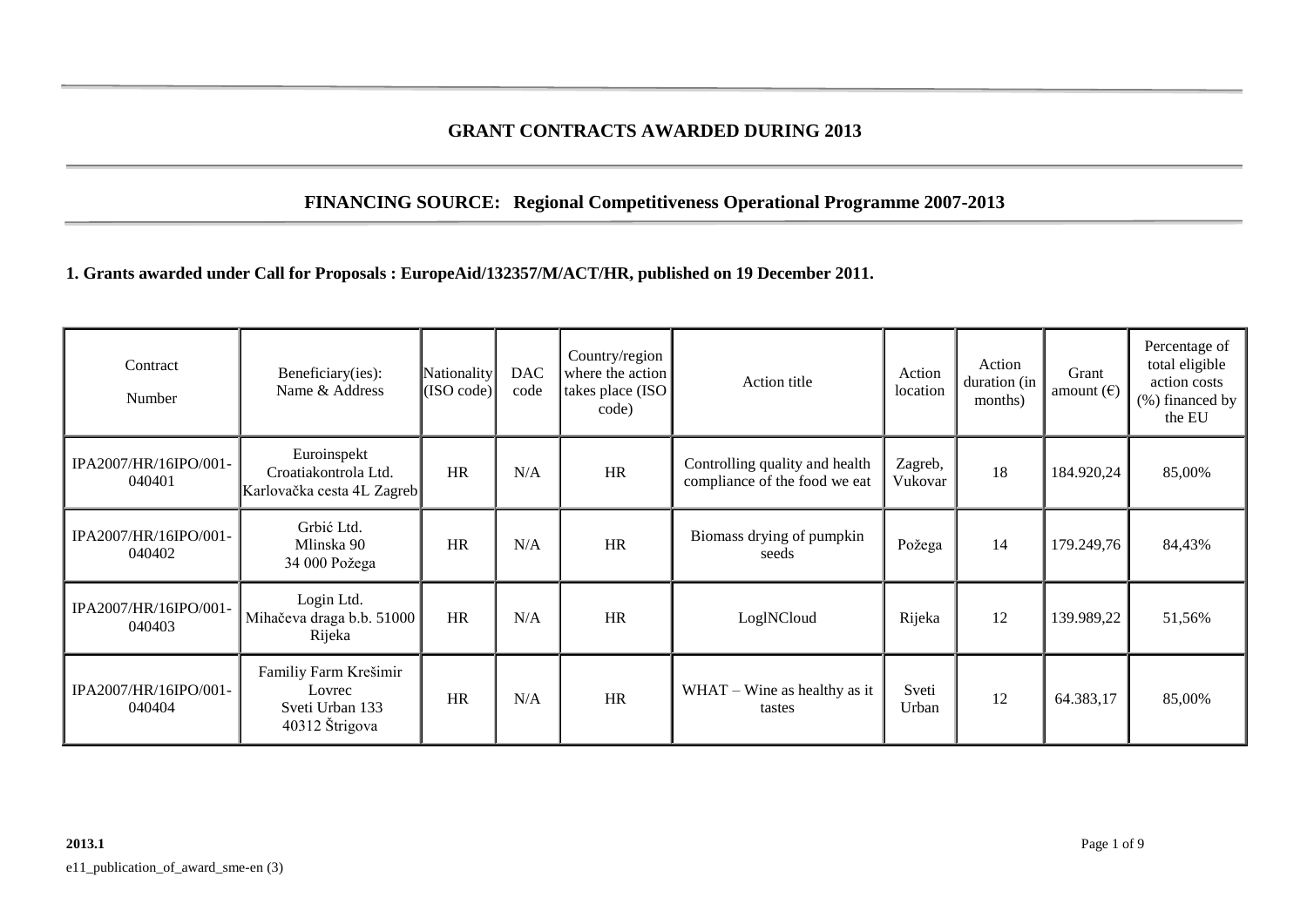## GRANT CONTRACTS AWARDED DURING 2013

## FINANCING SOURCE: Regional Competitiveness Operational Programme 2007-2013

**1. Grants awarded under Call for Proposals : EuropeAid/132357/M/ACT/HR, published on 19 December 2011.**

| Contract Number | Beneficiary(ies): Name & Address | Nationality (ISO code) | DAC code | Country/region where the action takes place (ISO code) | Action title | Action location | Action duration (in months) | Grant amount (€) | Percentage of total eligible action costs (%) financed by the EU |
|---|---|---|---|---|---|---|---|---|---|
| IPA2007/HR/16IPO/001-040401 | Euroinspekt Croatiakontrola Ltd. Karlovačka cesta 4L Zagreb | HR | N/A | HR | Controlling quality and health compliance of the food we eat | Zagreb, Vukovar | 18 | 184.920,24 | 85,00% |
| IPA2007/HR/16IPO/001-040402 | Grbić Ltd. Mlinska 90 34 000 Požega | HR | N/A | HR | Biomass drying of pumpkin seeds | Požega | 14 | 179.249,76 | 84,43% |
| IPA2007/HR/16IPO/001-040403 | Login Ltd. Mihačeva draga b.b. 51000 Rijeka | HR | N/A | HR | LoglNCloud | Rijeka | 12 | 139.989,22 | 51,56% |
| IPA2007/HR/16IPO/001-040404 | Familiy Farm Krešimir Lovrec Sveti Urban 133 40312 Štrigova | HR | N/A | HR | WHAT – Wine as healthy as it tastes | Sveti Urban | 12 | 64.383,17 | 85,00% |

**2013.1**

e11_publication_of_award_sme-en (3)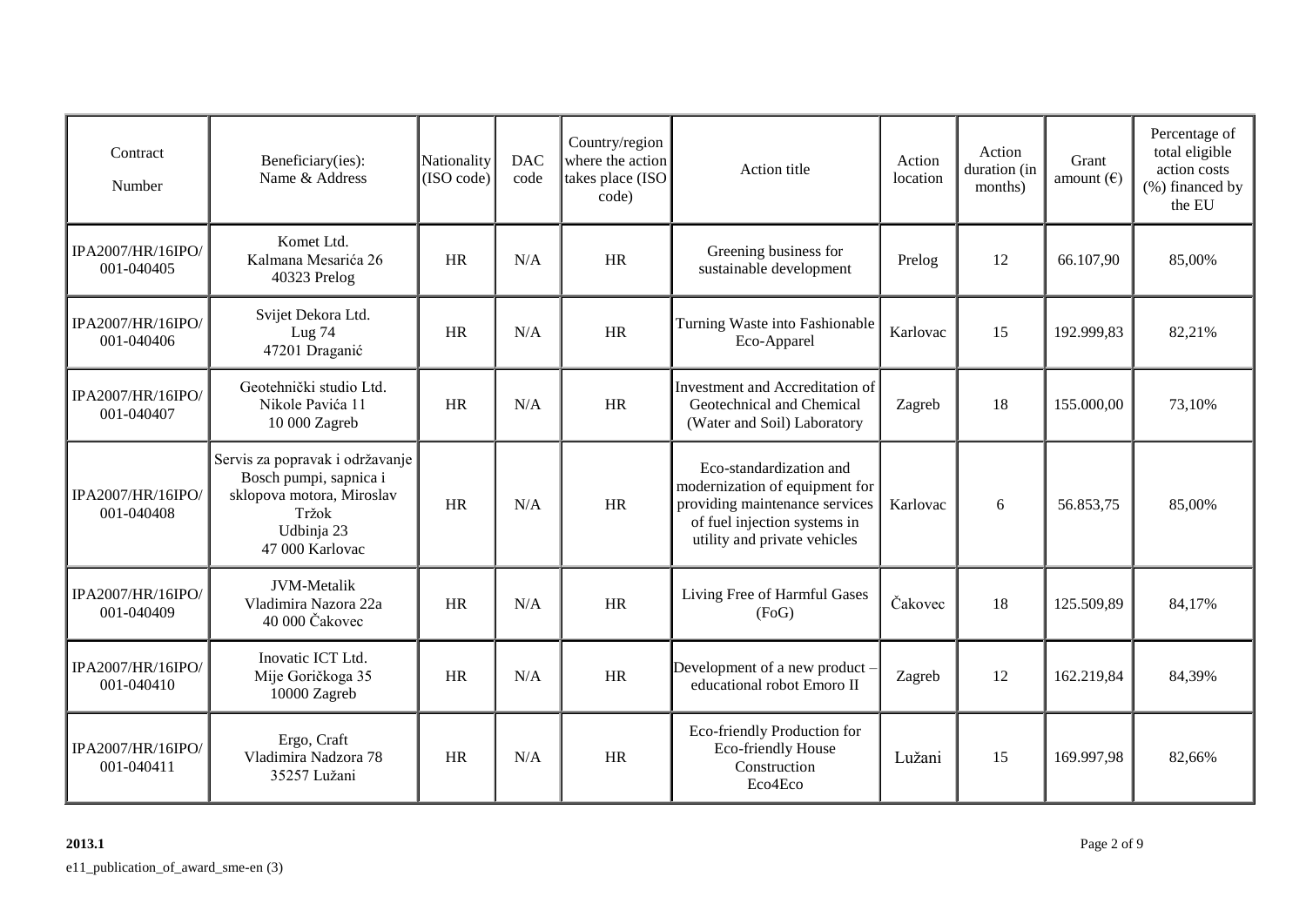| Contract Number | Beneficiary(ies): Name & Address | Nationality (ISO code) | DAC code | Country/region where the action takes place (ISO code) | Action title | Action location | Action duration (in months) | Grant amount (€) | Percentage of total eligible action costs (%) financed by the EU |
|---|---|---|---|---|---|---|---|---|---|
| IPA2007/HR/16IPO/001-040405 | Komet Ltd. Kalmana Mesarića 26 40323 Prelog | HR | N/A | HR | Greening business for sustainable development | Prelog | 12 | 66.107,90 | 85,00% |
| IPA2007/HR/16IPO/001-040406 | Svijet Dekora Ltd. Lug 74 47201 Draganić | HR | N/A | HR | Turning Waste into Fashionable Eco-Apparel | Karlovac | 15 | 192.999,83 | 82,21% |
| IPA2007/HR/16IPO/001-040407 | Geotehnički studio Ltd. Nikole Pavića 11 10 000 Zagreb | HR | N/A | HR | Investment and Accreditation of Geotechnical and Chemical (Water and Soil) Laboratory | Zagreb | 18 | 155.000,00 | 73,10% |
| IPA2007/HR/16IPO/001-040408 | Servis za popravak i održavanje Bosch pumpi, sapnica i sklopova motora, Miroslav Tržok Udbinja 23 47 000 Karlovac | HR | N/A | HR | Eco-standardization and modernization of equipment for providing maintenance services of fuel injection systems in utility and private vehicles | Karlovac | 6 | 56.853,75 | 85,00% |
| IPA2007/HR/16IPO/001-040409 | JVM-Metalik Vladimira Nazora 22a 40 000 Čakovec | HR | N/A | HR | Living Free of Harmful Gases (FoG) | Čakovec | 18 | 125.509,89 | 84,17% |
| IPA2007/HR/16IPO/001-040410 | Inovatic ICT Ltd. Mije Goričkoga 35 10000 Zagreb | HR | N/A | HR | Development of a new product – educational robot Emoro II | Zagreb | 12 | 162.219,84 | 84,39% |
| IPA2007/HR/16IPO/001-040411 | Ergo, Craft Vladimira Nadzora 78 35257 Lužani | HR | N/A | HR | Eco-friendly Production for Eco-friendly House Construction Eco4Eco | Lužani | 15 | 169.997,98 | 82,66% |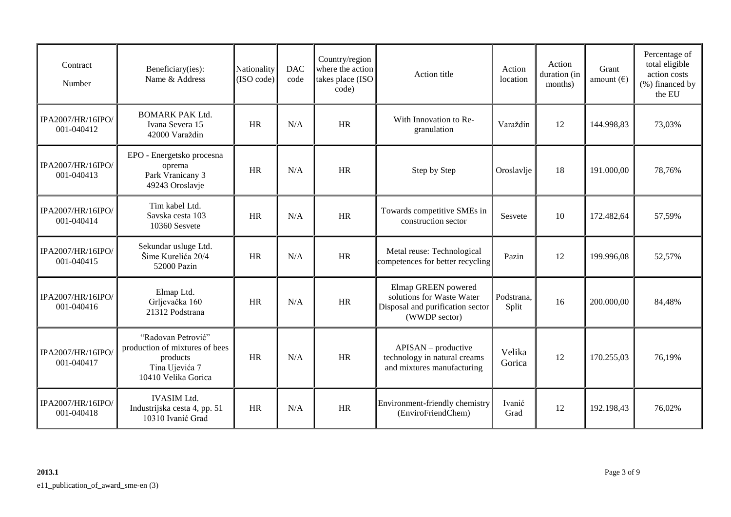| Contract Number | Beneficiary(ies): Name & Address | Nationality (ISO code) | DAC code | Country/region where the action takes place (ISO code) | Action title | Action location | Action duration (in months) | Grant amount (€) | Percentage of total eligible action costs (%) financed by the EU |
|---|---|---|---|---|---|---|---|---|---|
| IPA2007/HR/16IPO/001-040412 | BOMARK PAK Ltd. Ivana Severa 15 42000 Varaždin | HR | N/A | HR | With Innovation to Re-granulation | Varaždin | 12 | 144.998,83 | 73,03% |
| IPA2007/HR/16IPO/001-040413 | EPO - Energetsko procesna oprema Park Vranicany 3 49243 Oroslavje | HR | N/A | HR | Step by Step | Oroslavlje | 18 | 191.000,00 | 78,76% |
| IPA2007/HR/16IPO/001-040414 | Tim kabel Ltd. Savska cesta 103 10360 Sesvete | HR | N/A | HR | Towards competitive SMEs in construction sector | Sesvete | 10 | 172.482,64 | 57,59% |
| IPA2007/HR/16IPO/001-040415 | Sekundar usluge Ltd. Šime Kurelića 20/4 52000 Pazin | HR | N/A | HR | Metal reuse: Technological competences for better recycling | Pazin | 12 | 199.996,08 | 52,57% |
| IPA2007/HR/16IPO/001-040416 | Elmap Ltd. Grljevačka 160 21312 Podstrana | HR | N/A | HR | Elmap GREEN powered solutions for Waste Water Disposal and purification sector (WWDP sector) | Podstrana, Split | 16 | 200.000,00 | 84,48% |
| IPA2007/HR/16IPO/001-040417 | "Radovan Petrović" production of mixtures of bees products Tina Ujevića 7 10410 Velika Gorica | HR | N/A | HR | APISAN – productive technology in natural creams and mixtures manufacturing | Velika Gorica | 12 | 170.255,03 | 76,19% |
| IPA2007/HR/16IPO/001-040418 | IVASIM Ltd. Industrijska cesta 4, pp. 51 10310 Ivanić Grad | HR | N/A | HR | Environment-friendly chemistry (EnviroFriendChem) | Ivanić Grad | 12 | 192.198,43 | 76,02% |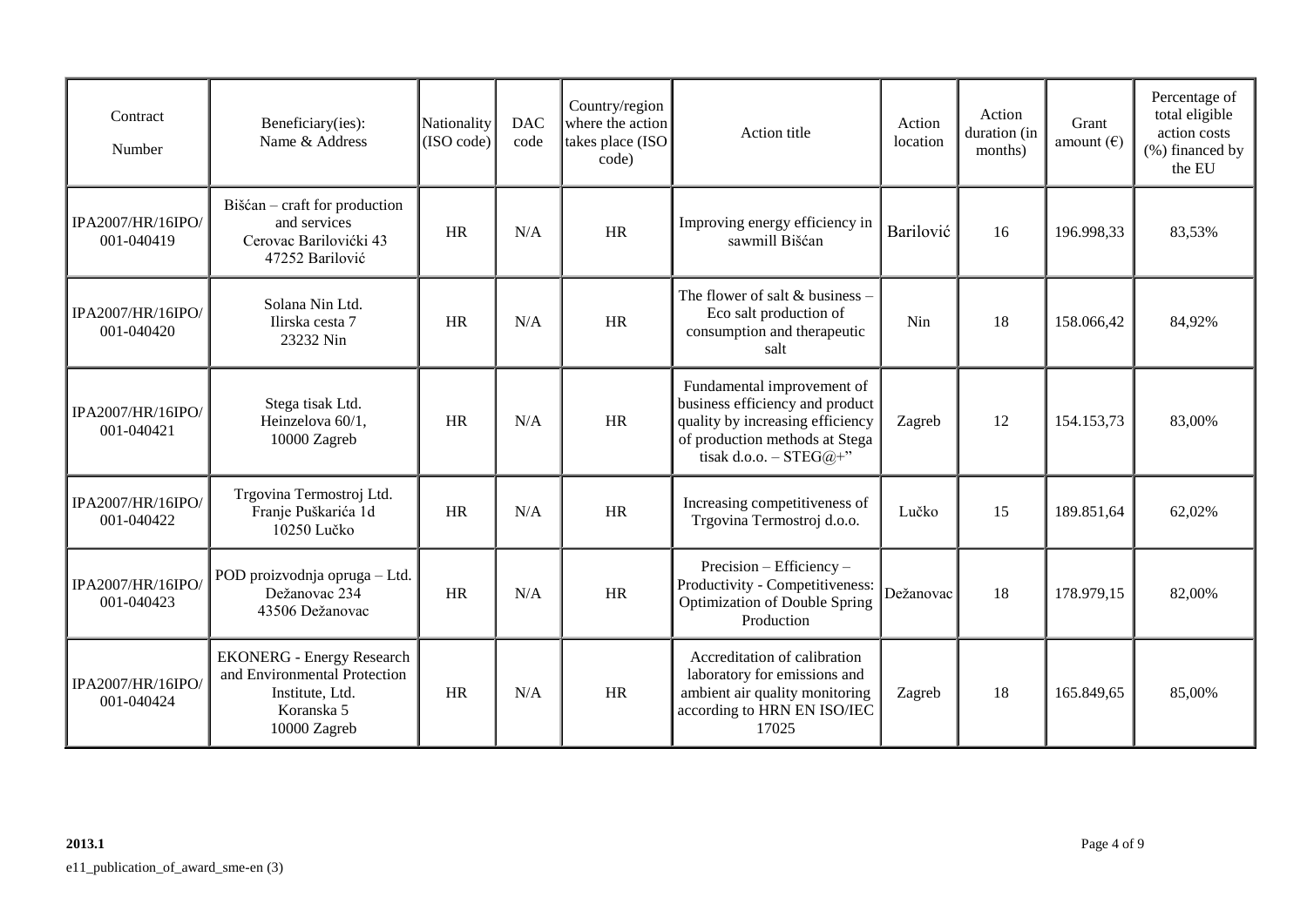| Contract Number | Beneficiary(ies): Name & Address | Nationality (ISO code) | DAC code | Country/region where the action takes place (ISO code) | Action title | Action location | Action duration (in months) | Grant amount (€) | Percentage of total eligible action costs (%) financed by the EU |
|---|---|---|---|---|---|---|---|---|---|
| IPA2007/HR/16IPO/001-040419 | Bišćan – craft for production and services Cerovac Barilovići 43 47252 Barilović | HR | N/A | HR | Improving energy efficiency in sawmill Bišćan | Barilović | 16 | 196.998,33 | 83,53% |
| IPA2007/HR/16IPO/001-040420 | Solana Nin Ltd. Ilirska cesta 7 23232 Nin | HR | N/A | HR | The flower of salt & business – Eco salt production of consumption and therapeutic salt | Nin | 18 | 158.066,42 | 84,92% |
| IPA2007/HR/16IPO/001-040421 | Stega tisak Ltd. Heinzelova 60/1, 10000 Zagreb | HR | N/A | HR | Fundamental improvement of business efficiency and product quality by increasing efficiency of production methods at Stega tisak d.o.o. – STEG@+" | Zagreb | 12 | 154.153,73 | 83,00% |
| IPA2007/HR/16IPO/001-040422 | Trgovina Termostroj Ltd. Franje Puškarića 1d 10250 Lučko | HR | N/A | HR | Increasing competitiveness of Trgovina Termostroj d.o.o. | Lučko | 15 | 189.851,64 | 62,02% |
| IPA2007/HR/16IPO/001-040423 | POD proizvodnja opruga – Ltd. Dežanovac 234 43506 Dežanovac | HR | N/A | HR | Precision – Efficiency – Productivity - Competitiveness: Optimization of Double Spring Production | Dežanovac | 18 | 178.979,15 | 82,00% |
| IPA2007/HR/16IPO/001-040424 | EKONERG - Energy Research and Environmental Protection Institute, Ltd. Koranska 5 10000 Zagreb | HR | N/A | HR | Accreditation of calibration laboratory for emissions and ambient air quality monitoring according to HRN EN ISO/IEC 17025 | Zagreb | 18 | 165.849,65 | 85,00% |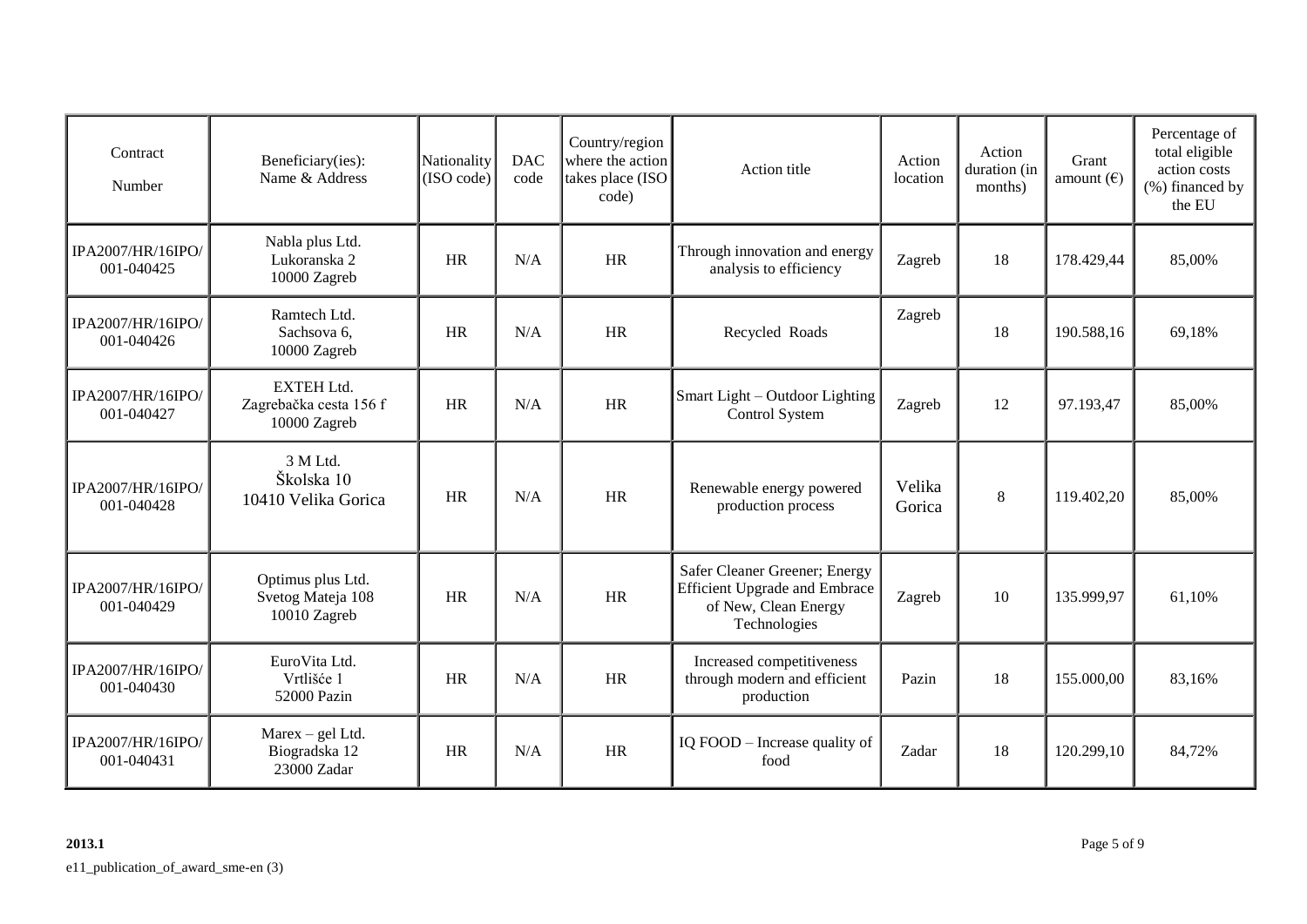| Contract Number | Beneficiary(ies): Name & Address | Nationality (ISO code) | DAC code | Country/region where the action takes place (ISO code) | Action title | Action location | Action duration (in months) | Grant amount (€) | Percentage of total eligible action costs (%) financed by the EU |
|---|---|---|---|---|---|---|---|---|---|
| IPA2007/HR/16IPO/001-040425 | Nabla plus Ltd. Lukoranska 2 10000 Zagreb | HR | N/A | HR | Through innovation and energy analysis to efficiency | Zagreb | 18 | 178.429,44 | 85,00% |
| IPA2007/HR/16IPO/001-040426 | Ramtech Ltd. Sachsova 6, 10000 Zagreb | HR | N/A | HR | Recycled Roads | Zagreb | 18 | 190.588,16 | 69,18% |
| IPA2007/HR/16IPO/001-040427 | EXTEH Ltd. Zagrebačka cesta 156 f 10000 Zagreb | HR | N/A | HR | Smart Light – Outdoor Lighting Control System | Zagreb | 12 | 97.193,47 | 85,00% |
| IPA2007/HR/16IPO/001-040428 | 3 M Ltd. Školska 10 10410 Velika Gorica | HR | N/A | HR | Renewable energy powered production process | Velika Gorica | 8 | 119.402,20 | 85,00% |
| IPA2007/HR/16IPO/001-040429 | Optimus plus Ltd. Svetog Mateja 108 10010 Zagreb | HR | N/A | HR | Safer Cleaner Greener; Energy Efficient Upgrade and Embrace of New, Clean Energy Technologies | Zagreb | 10 | 135.999,97 | 61,10% |
| IPA2007/HR/16IPO/001-040430 | EuroVita Ltd. Vrtlišće 1 52000 Pazin | HR | N/A | HR | Increased competitiveness through modern and efficient production | Pazin | 18 | 155.000,00 | 83,16% |
| IPA2007/HR/16IPO/001-040431 | Marex – gel Ltd. Biogradska 12 23000 Zadar | HR | N/A | HR | IQ FOOD – Increase quality of food | Zadar | 18 | 120.299,10 | 84,72% |

**2013.1**

e11_publication_of_award_sme-en (3)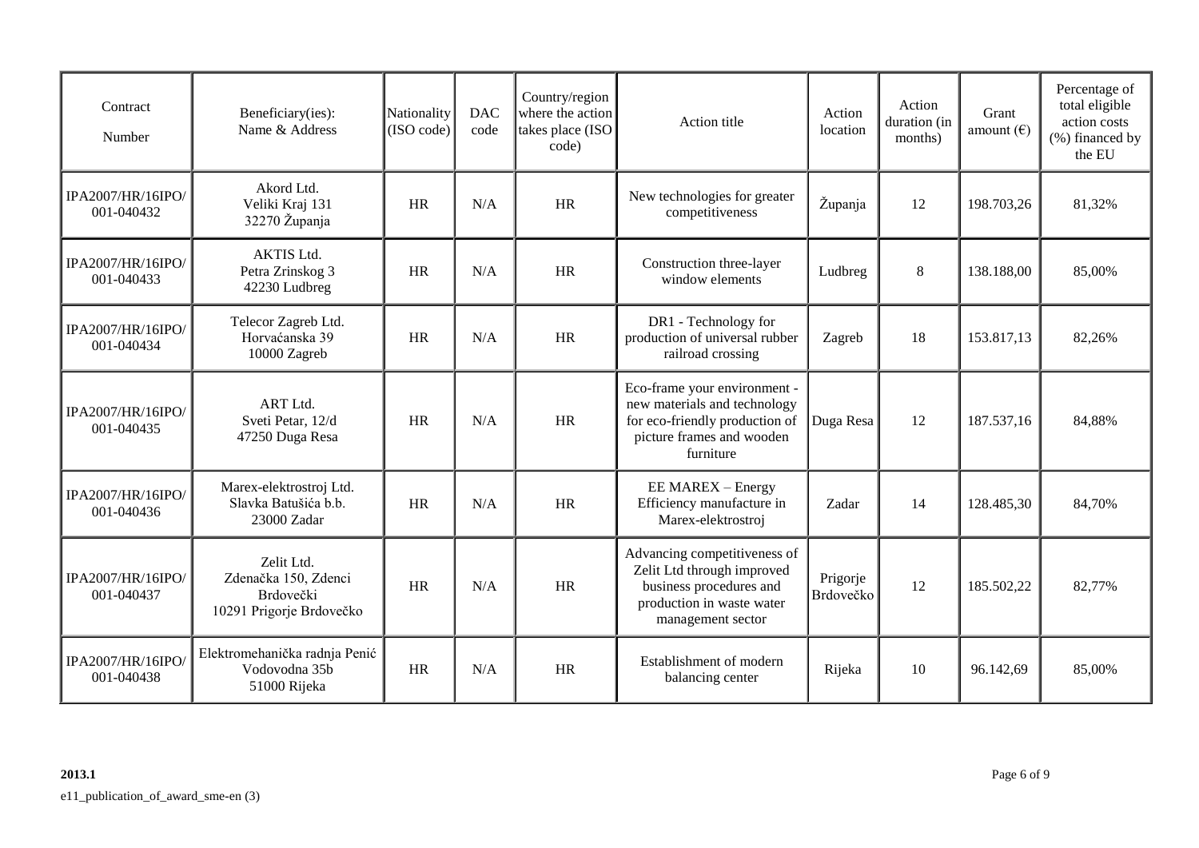| Contract Number | Beneficiary(ies): Name & Address | Nationality (ISO code) | DAC code | Country/region where the action takes place (ISO code) | Action title | Action location | Action duration (in months) | Grant amount (€) | Percentage of total eligible action costs (%) financed by the EU |
|---|---|---|---|---|---|---|---|---|---|
| IPA2007/HR/16IPO/001-040432 | Akord Ltd. Veliki Kraj 131 32270 Županja | HR | N/A | HR | New technologies for greater competitiveness | Županja | 12 | 198.703,26 | 81,32% |
| IPA2007/HR/16IPO/001-040433 | AKTIS Ltd. Petra Zrinskog 3 42230 Ludbreg | HR | N/A | HR | Construction three-layer window elements | Ludbreg | 8 | 138.188,00 | 85,00% |
| IPA2007/HR/16IPO/001-040434 | Telecor Zagreb Ltd. Horvaćanska 39 10000 Zagreb | HR | N/A | HR | DR1 - Technology for production of universal rubber railroad crossing | Zagreb | 18 | 153.817,13 | 82,26% |
| IPA2007/HR/16IPO/001-040435 | ART Ltd. Sveti Petar, 12/d 47250 Duga Resa | HR | N/A | HR | Eco-frame your environment - new materials and technology for eco-friendly production of picture frames and wooden furniture | Duga Resa | 12 | 187.537,16 | 84,88% |
| IPA2007/HR/16IPO/001-040436 | Marex-elektrostroj Ltd. Slavka Batušića b.b. 23000 Zadar | HR | N/A | HR | EE MAREX – Energy Efficiency manufacture in Marex-elektrostroj | Zadar | 14 | 128.485,30 | 84,70% |
| IPA2007/HR/16IPO/001-040437 | Zelit Ltd. Zdenačka 150, Zdenci Brdovečki 10291 Prigorje Brdovečko | HR | N/A | HR | Advancing competitiveness of Zelit Ltd through improved business procedures and production in waste water management sector | Prigorje Brdovečko | 12 | 185.502,22 | 82,77% |
| IPA2007/HR/16IPO/001-040438 | Elektromehanička radnja Penić Vodovodna 35b 51000 Rijeka | HR | N/A | HR | Establishment of modern balancing center | Rijeka | 10 | 96.142,69 | 85,00% |

**2013.1**

e11_publication_of_award_sme-en (3)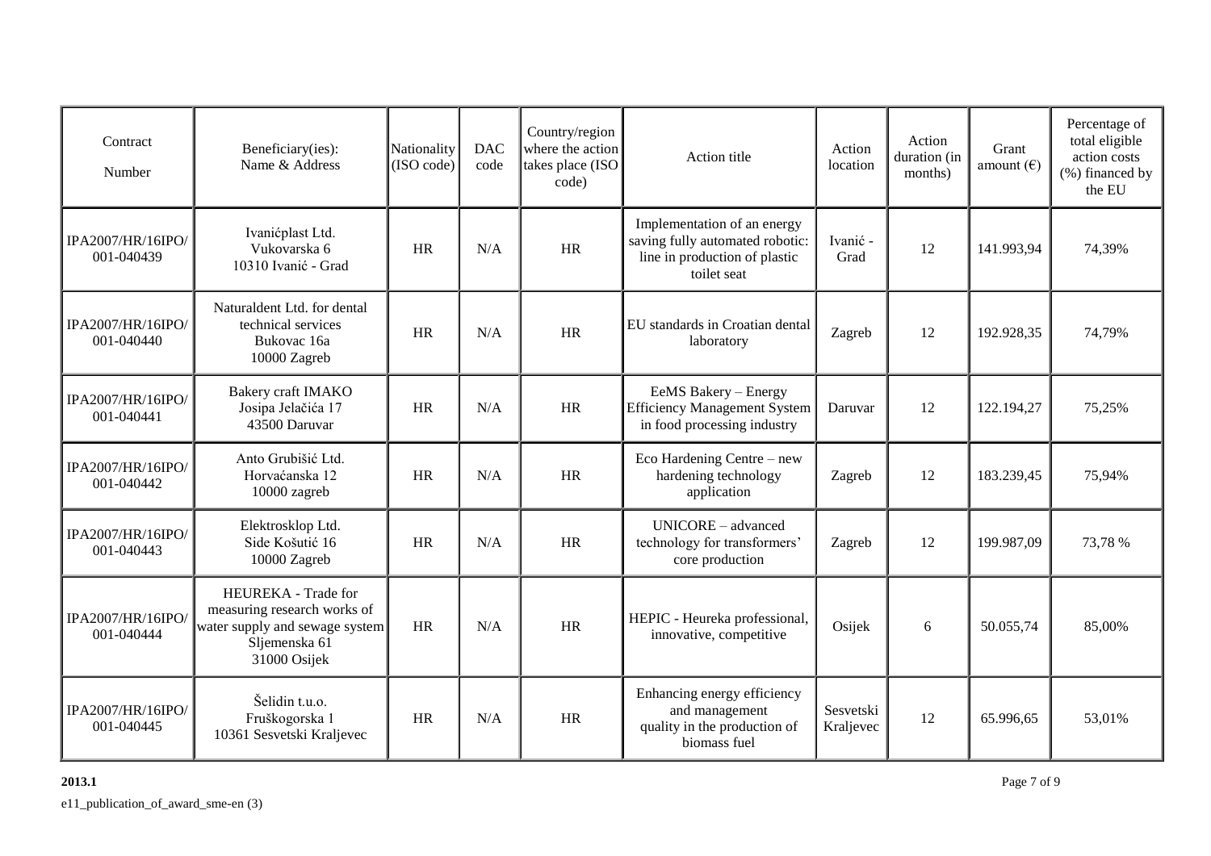| Contract Number | Beneficiary(ies): Name & Address | Nationality (ISO code) | DAC code | Country/region where the action takes place (ISO code) | Action title | Action location | Action duration (in months) | Grant amount (€) | Percentage of total eligible action costs (%) financed by the EU |
|---|---|---|---|---|---|---|---|---|---|
| IPA2007/HR/16IPO/ 001-040439 | Ivanićplast Ltd. Vukovarska 6 10310 Ivanić - Grad | HR | N/A | HR | Implementation of an energy saving fully automated robotic: line in production of plastic toilet seat | Ivanić - Grad | 12 | 141.993,94 | 74,39% |
| IPA2007/HR/16IPO/ 001-040440 | Naturaldent Ltd. for dental technical services Bukovac 16a 10000 Zagreb | HR | N/A | HR | EU standards in Croatian dental laboratory | Zagreb | 12 | 192.928,35 | 74,79% |
| IPA2007/HR/16IPO/ 001-040441 | Bakery craft IMAKO Josipa Jelačića 17 43500 Daruvar | HR | N/A | HR | EeMS Bakery – Energy Efficiency Management System in food processing industry | Daruvar | 12 | 122.194,27 | 75,25% |
| IPA2007/HR/16IPO/ 001-040442 | Anto Grubišić Ltd. Horvaćanska 12 10000 zagreb | HR | N/A | HR | Eco Hardening Centre – new hardening technology application | Zagreb | 12 | 183.239,45 | 75,94% |
| IPA2007/HR/16IPO/ 001-040443 | Elektrosklop Ltd. Side Košutić 16 10000 Zagreb | HR | N/A | HR | UNICORE – advanced technology for transformers' core production | Zagreb | 12 | 199.987,09 | 73,78 % |
| IPA2007/HR/16IPO/ 001-040444 | HEUREKA - Trade for measuring research works of water supply and sewage system Sljemenska 61 31000 Osijek | HR | N/A | HR | HEPIC - Heureka professional, innovative, competitive | Osijek | 6 | 50.055,74 | 85,00% |
| IPA2007/HR/16IPO/ 001-040445 | Šelidin t.u.o. Fruškogorska 1 10361 Sesvetski Kraljevec | HR | N/A | HR | Enhancing energy efficiency and management quality in the production of biomass fuel | Sesvetski Kraljevec | 12 | 65.996,65 | 53,01% |

**2013.1**

e11_publication_of_award_sme-en (3)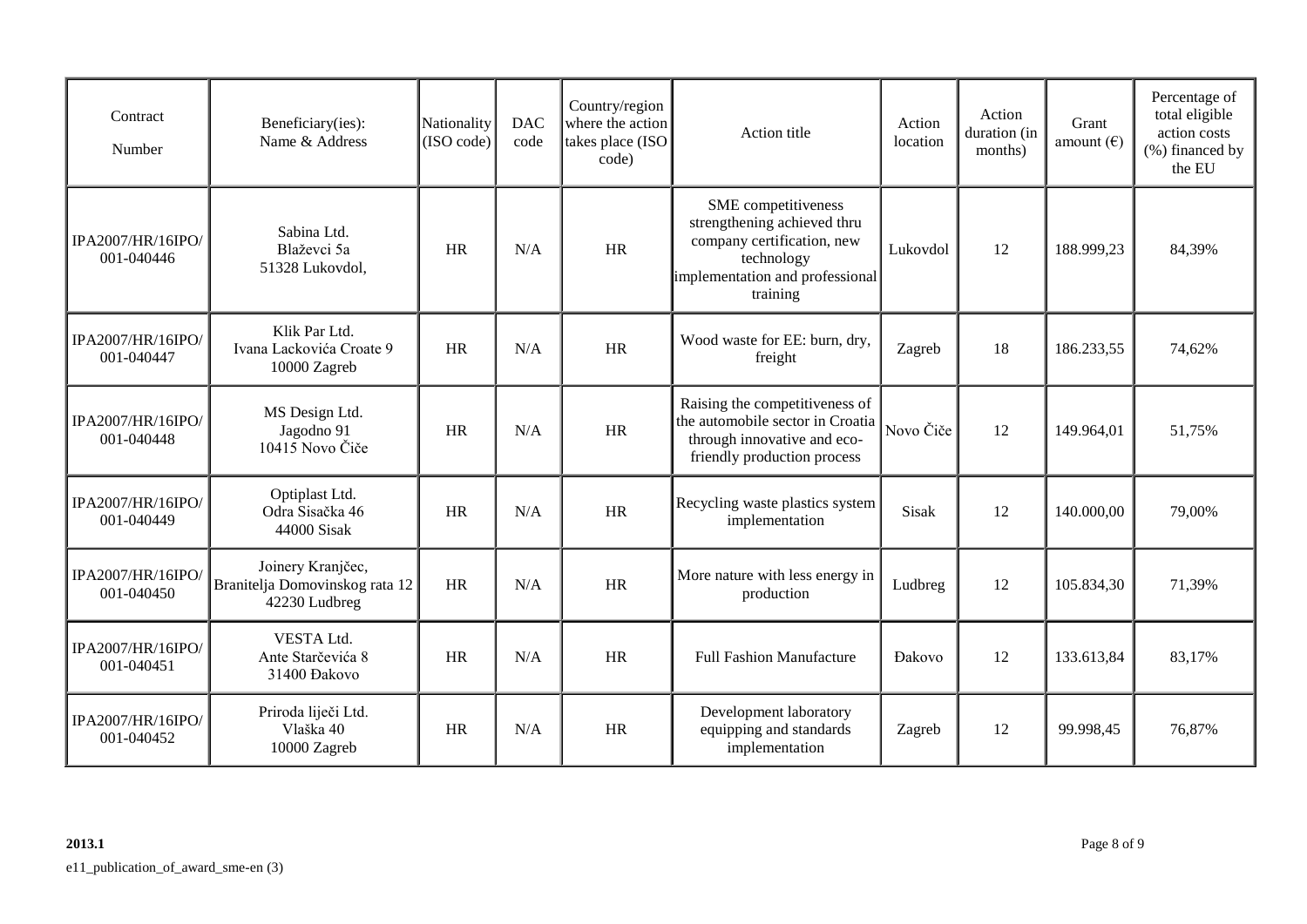| Contract Number | Beneficiary(ies): Name & Address | Nationality (ISO code) | DAC code | Country/region where the action takes place (ISO code) | Action title | Action location | Action duration (in months) | Grant amount (€) | Percentage of total eligible action costs (%) financed by the EU |
|---|---|---|---|---|---|---|---|---|---|
| IPA2007/HR/16IPO/ 001-040446 | Sabina Ltd. Blaževci 5a 51328 Lukovdol, | HR | N/A | HR | SME competitiveness strengthening achieved thru company certification, new technology implementation and professional training | Lukovdol | 12 | 188.999,23 | 84,39% |
| IPA2007/HR/16IPO/ 001-040447 | Klik Par Ltd. Ivana Lackovića Croate 9 10000 Zagreb | HR | N/A | HR | Wood waste for EE: burn, dry, freight | Zagreb | 18 | 186.233,55 | 74,62% |
| IPA2007/HR/16IPO/ 001-040448 | MS Design Ltd. Jagodno 91 10415 Novo Čiče | HR | N/A | HR | Raising the competitiveness of the automobile sector in Croatia through innovative and eco-friendly production process | Novo Čiče | 12 | 149.964,01 | 51,75% |
| IPA2007/HR/16IPO/ 001-040449 | Optiplast Ltd. Odra Sisačka 46 44000 Sisak | HR | N/A | HR | Recycling waste plastics system implementation | Sisak | 12 | 140.000,00 | 79,00% |
| IPA2007/HR/16IPO/ 001-040450 | Joinery Kranjčec, Branitelja Domovinskog rata 12 42230 Ludbreg | HR | N/A | HR | More nature with less energy in production | Ludbreg | 12 | 105.834,30 | 71,39% |
| IPA2007/HR/16IPO/ 001-040451 | VESTA Ltd. Ante Starčevića 8 31400 Đakovo | HR | N/A | HR | Full Fashion Manufacture | Đakovo | 12 | 133.613,84 | 83,17% |
| IPA2007/HR/16IPO/ 001-040452 | Priroda liječi Ltd. Vlaška 40 10000 Zagreb | HR | N/A | HR | Development laboratory equipping and standards implementation | Zagreb | 12 | 99.998,45 | 76,87% |

**2013.1**

e11_publication_of_award_sme-en (3)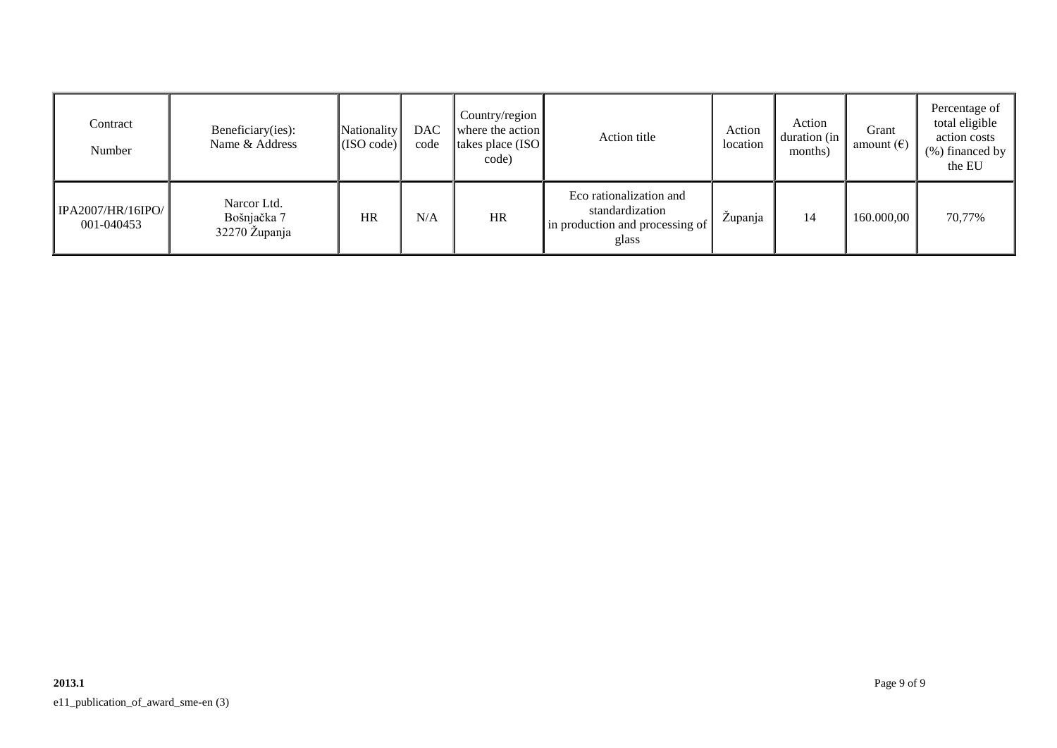| Contract Number | Beneficiary(ies): Name & Address | Nationality (ISO code) | DAC code | Country/region where the action takes place (ISO code) | Action title | Action location | Action duration (in months) | Grant amount (€) | Percentage of total eligible action costs (%) financed by the EU |
|---|---|---|---|---|---|---|---|---|---|
| IPA2007/HR/16IPO/001-040453 | Narcor Ltd. Bošnjačka 7 32270 Županja | HR | N/A | HR | Eco rationalization and standardization in production and processing of glass | Županja | 14 | 160.000,00 | 70,77% |

**2013.1**

e11_publication_of_award_sme-en (3)